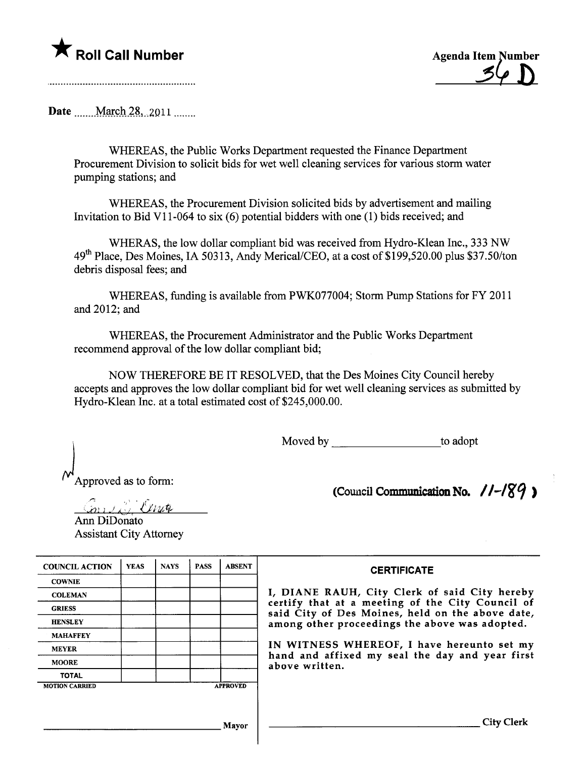★ **Roll Call Number**

Agenda Item Number
36 D

Date March 28, 2011

WHEREAS, the Public Works Department requested the Finance Department Procurement Division to solicit bids for wet well cleaning services for various storm water pumping stations; and

WHEREAS, the Procurement Division solicited bids by advertisement and mailing Invitation to Bid V11-064 to six (6) potential bidders with one (1) bids received; and

WHERAS, the low dollar compliant bid was received from Hydro-Klean Inc., 333 NW 49th Place, Des Moines, IA 50313, Andy Merical/CEO, at a cost of $199,520.00 plus $37.50/ton debris disposal fees; and

WHEREAS, funding is available from PWK077004; Storm Pump Stations for FY 2011 and 2012; and

WHEREAS, the Procurement Administrator and the Public Works Department recommend approval of the low dollar compliant bid;

NOW THEREFORE BE IT RESOLVED, that the Des Moines City Council hereby accepts and approves the low dollar compliant bid for wet well cleaning services as submitted by Hydro-Klean Inc. at a total estimated cost of $245,000.00.

Moved by ____________________ to adopt

Approved as to form:

Ann DiDonato
Assistant City Attorney

**(Council Communication No. 11-189)**

| COUNCIL ACTION | YEAS | NAYS | PASS | ABSENT |
|---|---|---|---|---|
| COWNIE | | | | |
| COLEMAN | | | | |
| GRIESS | | | | |
| HENSLEY | | | | |
| MAHAFFEY | | | | |
| MEYER | | | | |
| MOORE | | | | |
| TOTAL | | | | |
| MOTION CARRIED | | | | APPROVED |

____________________ Mayor

**CERTIFICATE**

I, DIANE RAUH, City Clerk of said City hereby certify that at a meeting of the City Council of said City of Des Moines, held on the above date, among other proceedings the above was adopted.

IN WITNESS WHEREOF, I have hereunto set my hand and affixed my seal the day and year first above written.

____________________ City Clerk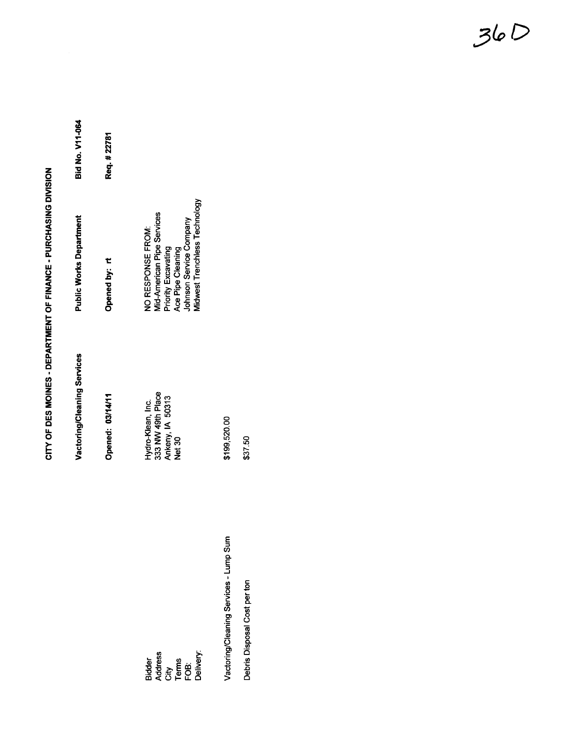36D

# CITY OF DES MOINES - DEPARTMENT OF FINANCE - PURCHASING DIVISION

**Vactoring/Cleaning Services** **Public Works Department** **Bid No. V11-064**

**Opened: 03/14/11** **Opened by: rt** **Req. # 22781**

| | | |
|---|---|---|
| Bidder | Hydro-Klean, Inc. | NO RESPONSE FROM: |
| Address | 333 NW 49th Place | Mid-American Pipe Services |
| City | Ankeny, IA 50313 | Priority Excavating |
| Terms | Net 30 | Ace Pipe Cleaning |
| FOB: | | Johnson Service Company |
| Delivery: | | Midwest Trenchless Technology |
| Vactoring/Cleaning Services - Lump Sum | $199,520.00 | |
| Debris Disposal Cost per ton | $37.50 | |